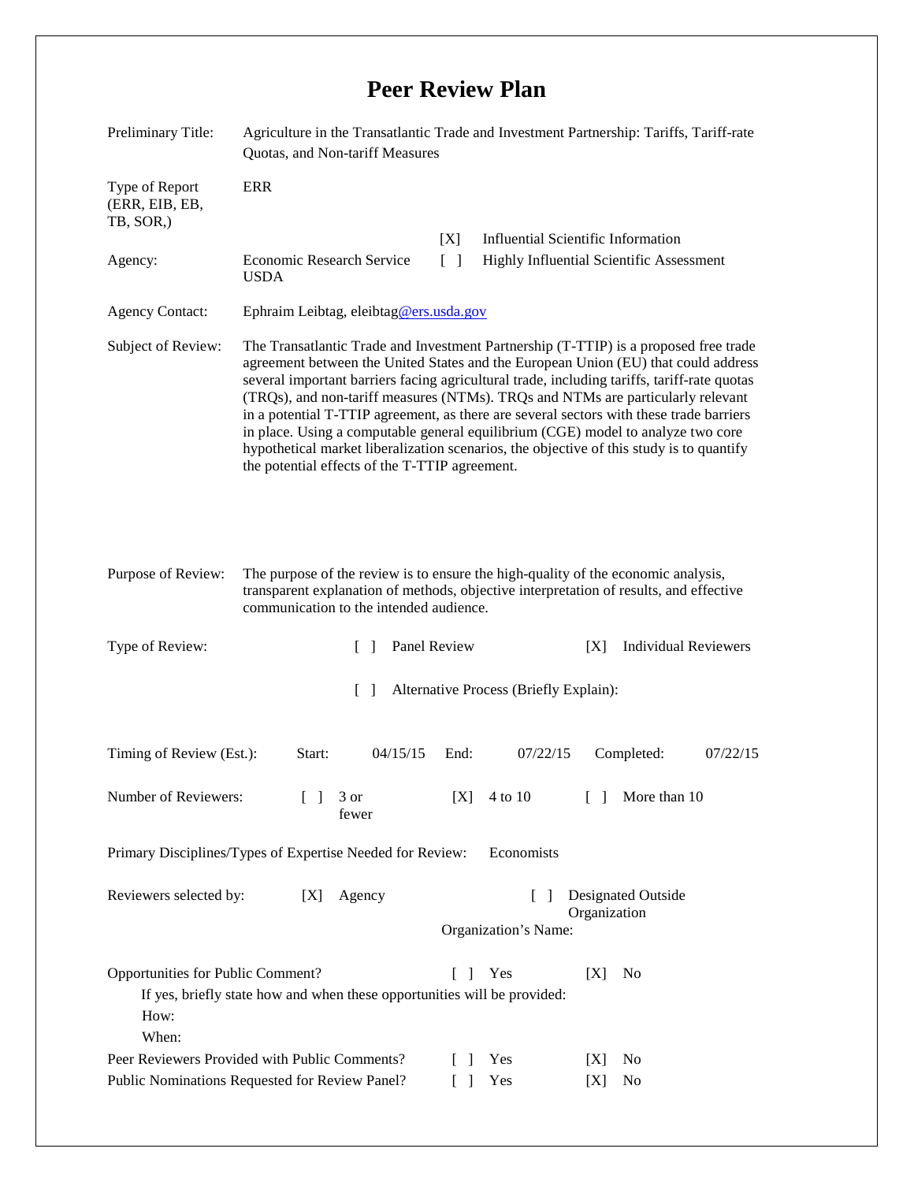# Peer Review Plan

| | |
|---|---|
| Preliminary Title: | Agriculture in the Transatlantic Trade and Investment Partnership: Tariffs, Tariff-rate Quotas, and Non-tariff Measures |
| Type of Report (ERR, EIB, EB, TB, SOR,) | ERR |
| Agency: | Economic Research Service USDA |
| | [X] Influential Scientific Information |
| | [ ] Highly Influential Scientific Assessment |
| Agency Contact: | Ephraim Leibtag, eleibtag@ers.usda.gov |
| Subject of Review: | The Transatlantic Trade and Investment Partnership (T-TTIP) is a proposed free trade agreement between the United States and the European Union (EU) that could address several important barriers facing agricultural trade, including tariffs, tariff-rate quotas (TRQs), and non-tariff measures (NTMs). TRQs and NTMs are particularly relevant in a potential T-TTIP agreement, as there are several sectors with these trade barriers in place. Using a computable general equilibrium (CGE) model to analyze two core hypothetical market liberalization scenarios, the objective of this study is to quantify the potential effects of the T-TTIP agreement. |
| Purpose of Review: | The purpose of the review is to ensure the high-quality of the economic analysis, transparent explanation of methods, objective interpretation of results, and effective communication to the intended audience. |

Type of Review: [ ] Panel Review [X] Individual Reviewers

[ ] Alternative Process (Briefly Explain):

Timing of Review (Est.): Start: 04/15/15 End: 07/22/15 Completed: 07/22/15

Number of Reviewers: [ ] 3 or fewer [X] 4 to 10 [ ] More than 10

Primary Disciplines/Types of Expertise Needed for Review: Economists

Reviewers selected by: [X] Agency [ ] Designated Outside Organization

Organization's Name:

Opportunities for Public Comment? [ ] Yes [X] No

If yes, briefly state how and when these opportunities will be provided:

How:

When:

Peer Reviewers Provided with Public Comments? [ ] Yes [X] No

Public Nominations Requested for Review Panel? [ ] Yes [X] No